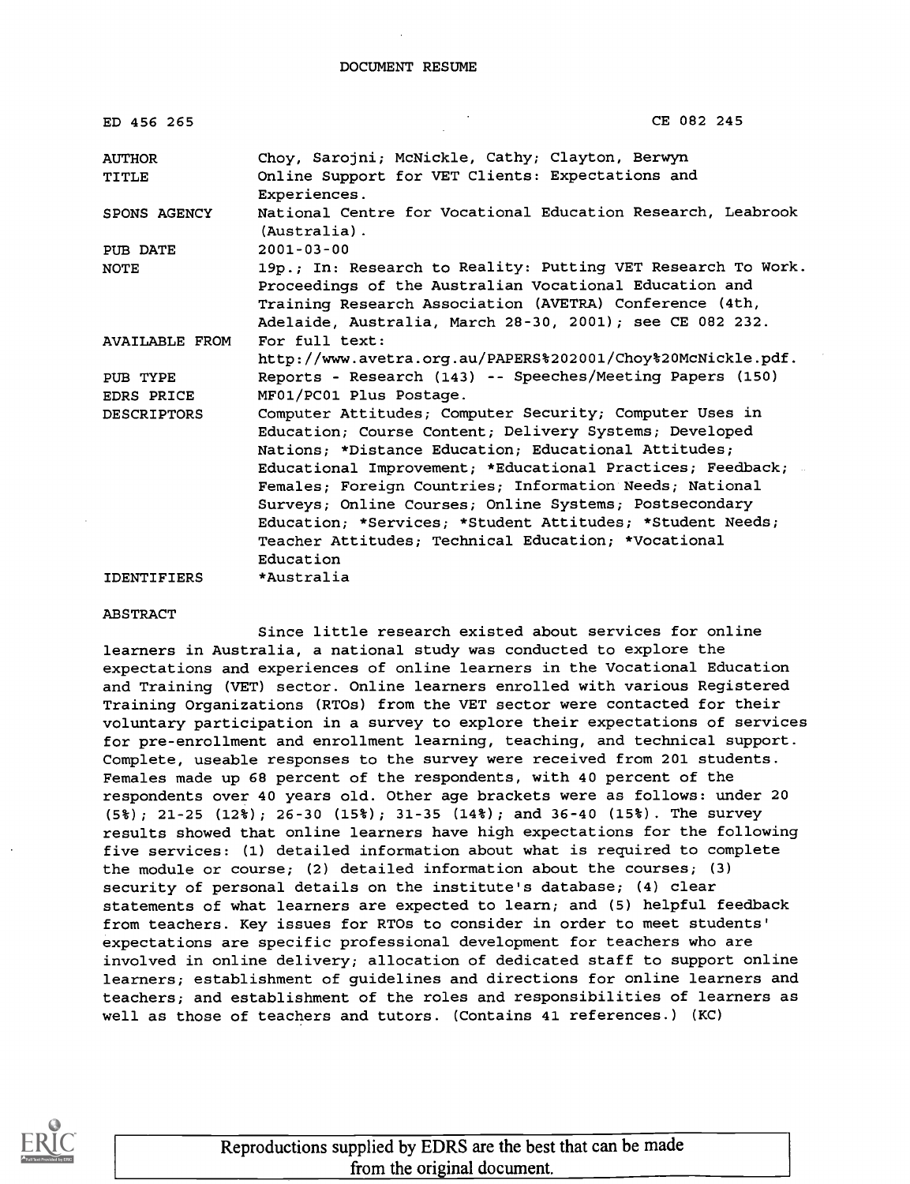# DOCUMENT RESUME

| | |
|---|---|
| ED 456 265 | CE 082 245 |
| AUTHOR | Choy, Sarojni; McNickle, Cathy; Clayton, Berwyn |
| TITLE | Online Support for VET Clients: Expectations and Experiences. |
| SPONS AGENCY | National Centre for Vocational Education Research, Leabrook (Australia). |
| PUB DATE | 2001-03-00 |
| NOTE | 19p.; In: Research to Reality: Putting VET Research To Work. Proceedings of the Australian Vocational Education and Training Research Association (AVETRA) Conference (4th, Adelaide, Australia, March 28-30, 2001); see CE 082 232. |
| AVAILABLE FROM | For full text: http://www.avetra.org.au/PAPERS%202001/Choy%20McNickle.pdf. |
| PUB TYPE | Reports - Research (143) -- Speeches/Meeting Papers (150) |
| EDRS PRICE | MF01/PC01 Plus Postage. |
| DESCRIPTORS | Computer Attitudes; Computer Security; Computer Uses in Education; Course Content; Delivery Systems; Developed Nations; *Distance Education; Educational Attitudes; Educational Improvement; *Educational Practices; Feedback; Females; Foreign Countries; Information Needs; National Surveys; Online Courses; Online Systems; Postsecondary Education; *Services; *Student Attitudes; *Student Needs; Teacher Attitudes; Technical Education; *Vocational Education |
| IDENTIFIERS | *Australia |

## ABSTRACT

Since little research existed about services for online learners in Australia, a national study was conducted to explore the expectations and experiences of online learners in the Vocational Education and Training (VET) sector. Online learners enrolled with various Registered Training Organizations (RTOs) from the VET sector were contacted for their voluntary participation in a survey to explore their expectations of services for pre-enrollment and enrollment learning, teaching, and technical support. Complete, useable responses to the survey were received from 201 students. Females made up 68 percent of the respondents, with 40 percent of the respondents over 40 years old. Other age brackets were as follows: under 20 (5%); 21-25 (12%); 26-30 (15%); 31-35 (14%); and 36-40 (15%). The survey results showed that online learners have high expectations for the following five services: (1) detailed information about what is required to complete the module or course; (2) detailed information about the courses; (3) security of personal details on the institute's database; (4) clear statements of what learners are expected to learn; and (5) helpful feedback from teachers. Key issues for RTOs to consider in order to meet students' expectations are specific professional development for teachers who are involved in online delivery; allocation of dedicated staff to support online learners; establishment of guidelines and directions for online learners and teachers; and establishment of the roles and responsibilities of learners as well as those of teachers and tutors. (Contains 41 references.) (KC)

Reproductions supplied by EDRS are the best that can be made from the original document.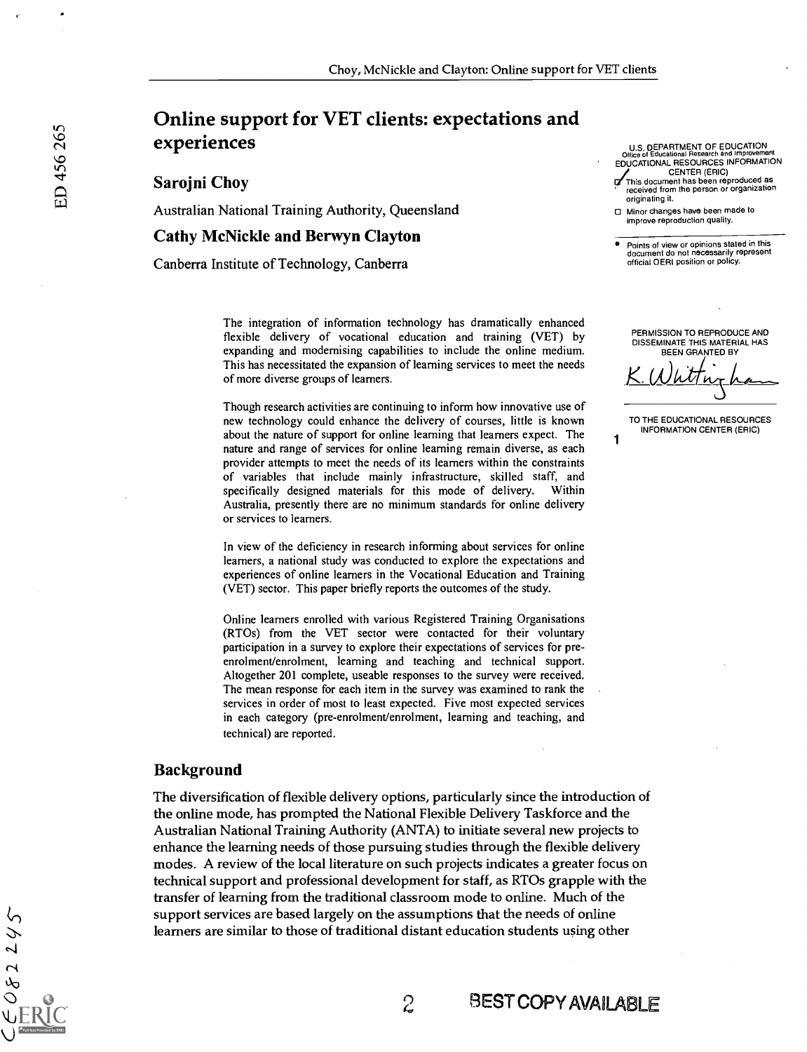# Online support for VET clients: expectations and experiences

## Sarojni Choy

Australian National Training Authority, Queensland

## Cathy McNickle and Berwyn Clayton

Canberra Institute of Technology, Canberra

> The integration of information technology has dramatically enhanced flexible delivery of vocational education and training (VET) by expanding and modernising capabilities to include the online medium. This has necessitated the expansion of learning services to meet the needs of more diverse groups of learners.
>
> Though research activities are continuing to inform how innovative use of new technology could enhance the delivery of courses, little is known about the nature of support for online learning that learners expect. The nature and range of services for online learning remain diverse, as each provider attempts to meet the needs of its learners within the constraints of variables that include mainly infrastructure, skilled staff, and specifically designed materials for this mode of delivery. Within Australia, presently there are no minimum standards for online delivery or services to learners.
>
> In view of the deficiency in research informing about services for online learners, a national study was conducted to explore the expectations and experiences of online learners in the Vocational Education and Training (VET) sector. This paper briefly reports the outcomes of the study.
>
> Online learners enrolled with various Registered Training Organisations (RTOs) from the VET sector were contacted for their voluntary participation in a survey to explore their expectations of services for pre-enrolment/enrolment, learning and teaching and technical support. Altogether 201 complete, useable responses to the survey were received. The mean response for each item in the survey was examined to rank the services in order of most to least expected. Five most expected services in each category (pre-enrolment/enrolment, learning and teaching, and technical) are reported.

## Background

The diversification of flexible delivery options, particularly since the introduction of the online mode, has prompted the National Flexible Delivery Taskforce and the Australian National Training Authority (ANTA) to initiate several new projects to enhance the learning needs of those pursuing studies through the flexible delivery modes. A review of the local literature on such projects indicates a greater focus on technical support and professional development for staff, as RTOs grapple with the transfer of learning from the traditional classroom mode to online. Much of the support services are based largely on the assumptions that the needs of online learners are similar to those of traditional distant education students using other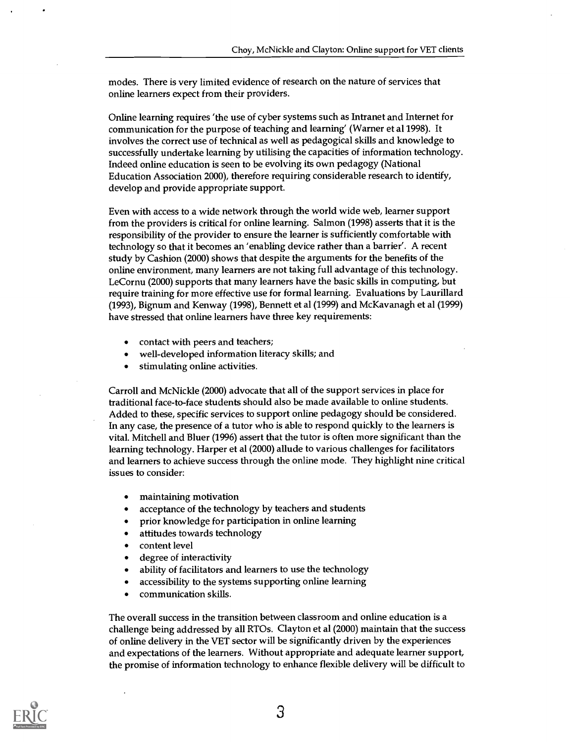modes. There is very limited evidence of research on the nature of services that online learners expect from their providers.

Online learning requires 'the use of cyber systems such as Intranet and Internet for communication for the purpose of teaching and learning' (Warner et al 1998). It involves the correct use of technical as well as pedagogical skills and knowledge to successfully undertake learning by utilising the capacities of information technology. Indeed online education is seen to be evolving its own pedagogy (National Education Association 2000), therefore requiring considerable research to identify, develop and provide appropriate support.

Even with access to a wide network through the world wide web, learner support from the providers is critical for online learning. Salmon (1998) asserts that it is the responsibility of the provider to ensure the learner is sufficiently comfortable with technology so that it becomes an 'enabling device rather than a barrier'. A recent study by Cashion (2000) shows that despite the arguments for the benefits of the online environment, many learners are not taking full advantage of this technology. LeCornu (2000) supports that many learners have the basic skills in computing, but require training for more effective use for formal learning. Evaluations by Laurillard (1993), Bignum and Kenway (1998), Bennett et al (1999) and McKavanagh et al (1999) have stressed that online learners have three key requirements:

- contact with peers and teachers;
- well-developed information literacy skills; and
- stimulating online activities.

Carroll and McNickle (2000) advocate that all of the support services in place for traditional face-to-face students should also be made available to online students. Added to these, specific services to support online pedagogy should be considered. In any case, the presence of a tutor who is able to respond quickly to the learners is vital. Mitchell and Bluer (1996) assert that the tutor is often more significant than the learning technology. Harper et al (2000) allude to various challenges for facilitators and learners to achieve success through the online mode. They highlight nine critical issues to consider:

- maintaining motivation
- acceptance of the technology by teachers and students
- prior knowledge for participation in online learning
- attitudes towards technology
- content level
- degree of interactivity
- ability of facilitators and learners to use the technology
- accessibility to the systems supporting online learning
- communication skills.

The overall success in the transition between classroom and online education is a challenge being addressed by all RTOs. Clayton et al (2000) maintain that the success of online delivery in the VET sector will be significantly driven by the experiences and expectations of the learners. Without appropriate and adequate learner support, the promise of information technology to enhance flexible delivery will be difficult to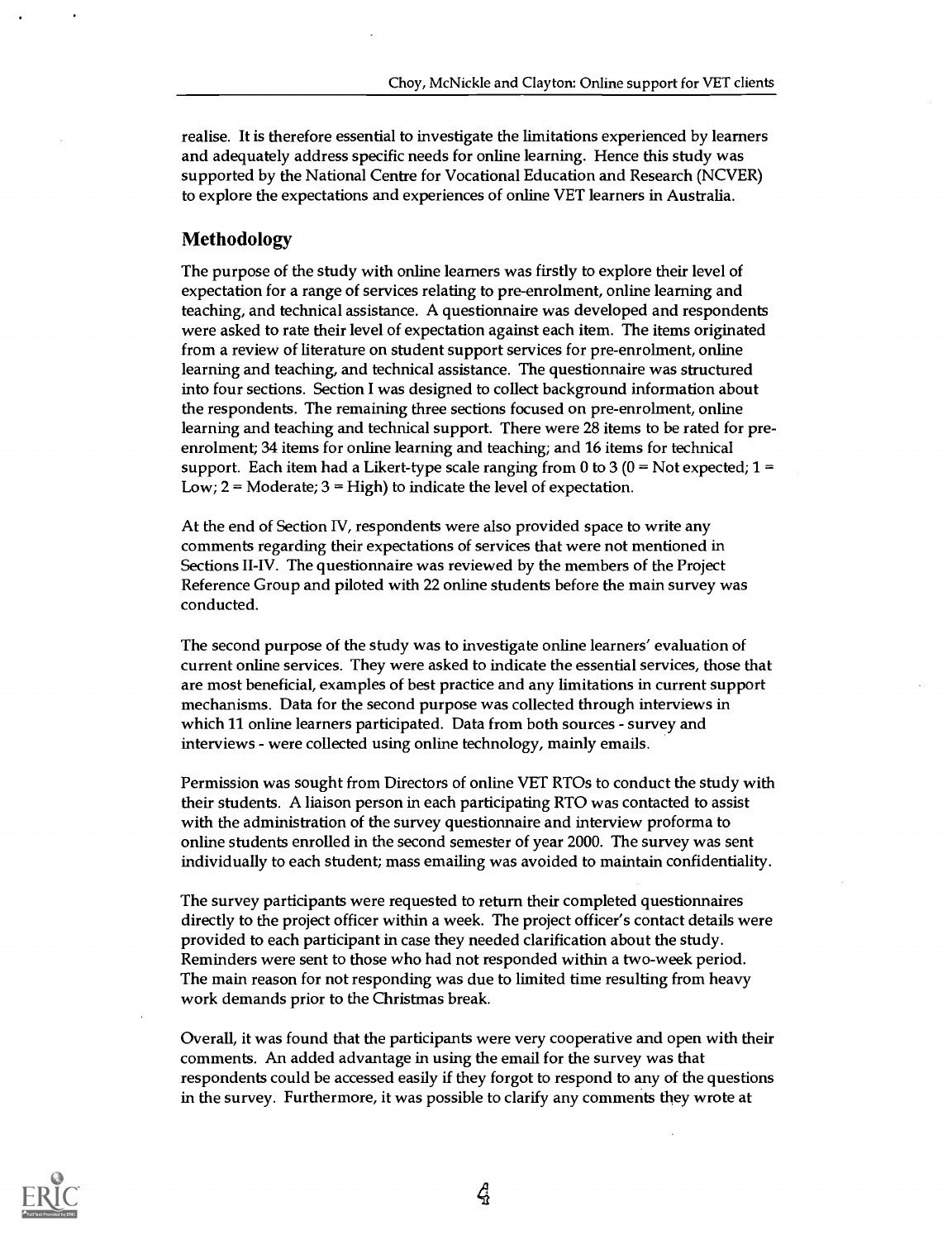realise. It is therefore essential to investigate the limitations experienced by learners and adequately address specific needs for online learning. Hence this study was supported by the National Centre for Vocational Education and Research (NCVER) to explore the expectations and experiences of online VET learners in Australia.

## Methodology

The purpose of the study with online learners was firstly to explore their level of expectation for a range of services relating to pre-enrolment, online learning and teaching, and technical assistance. A questionnaire was developed and respondents were asked to rate their level of expectation against each item. The items originated from a review of literature on student support services for pre-enrolment, online learning and teaching, and technical assistance. The questionnaire was structured into four sections. Section I was designed to collect background information about the respondents. The remaining three sections focused on pre-enrolment, online learning and teaching and technical support. There were 28 items to be rated for pre-enrolment; 34 items for online learning and teaching; and 16 items for technical support. Each item had a Likert-type scale ranging from 0 to 3 (0 = Not expected; 1 = Low; 2 = Moderate; 3 = High) to indicate the level of expectation.

At the end of Section IV, respondents were also provided space to write any comments regarding their expectations of services that were not mentioned in Sections II-IV. The questionnaire was reviewed by the members of the Project Reference Group and piloted with 22 online students before the main survey was conducted.

The second purpose of the study was to investigate online learners' evaluation of current online services. They were asked to indicate the essential services, those that are most beneficial, examples of best practice and any limitations in current support mechanisms. Data for the second purpose was collected through interviews in which 11 online learners participated. Data from both sources - survey and interviews - were collected using online technology, mainly emails.

Permission was sought from Directors of online VET RTOs to conduct the study with their students. A liaison person in each participating RTO was contacted to assist with the administration of the survey questionnaire and interview proforma to online students enrolled in the second semester of year 2000. The survey was sent individually to each student; mass emailing was avoided to maintain confidentiality.

The survey participants were requested to return their completed questionnaires directly to the project officer within a week. The project officer's contact details were provided to each participant in case they needed clarification about the study. Reminders were sent to those who had not responded within a two-week period. The main reason for not responding was due to limited time resulting from heavy work demands prior to the Christmas break.

Overall, it was found that the participants were very cooperative and open with their comments. An added advantage in using the email for the survey was that respondents could be accessed easily if they forgot to respond to any of the questions in the survey. Furthermore, it was possible to clarify any comments they wrote at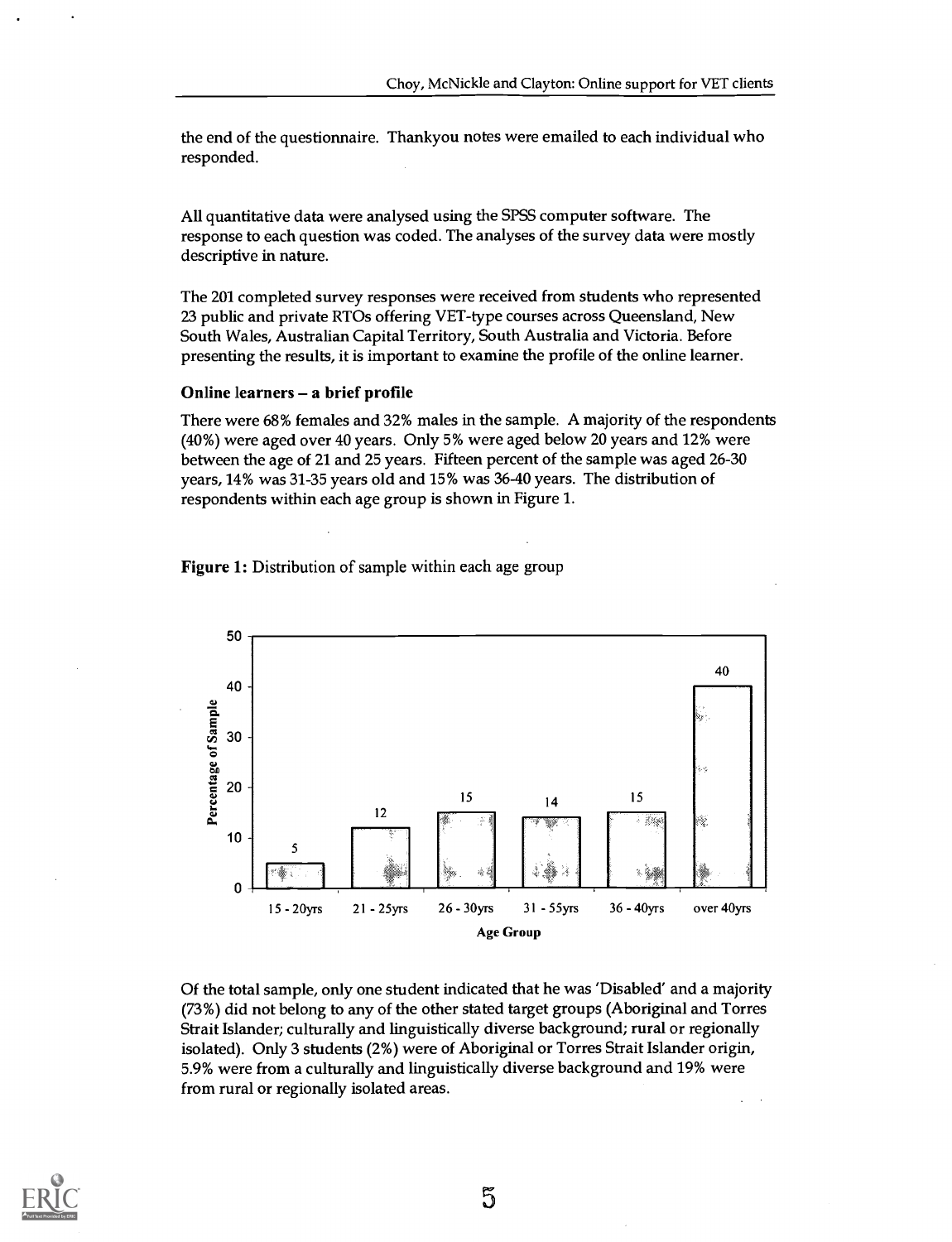the end of the questionnaire. Thankyou notes were emailed to each individual who responded.

All quantitative data were analysed using the SPSS computer software. The response to each question was coded. The analyses of the survey data were mostly descriptive in nature.

The 201 completed survey responses were received from students who represented 23 public and private RTOs offering VET-type courses across Queensland, New South Wales, Australian Capital Territory, South Australia and Victoria. Before presenting the results, it is important to examine the profile of the online learner.

### Online learners – a brief profile

There were 68% females and 32% males in the sample. A majority of the respondents (40%) were aged over 40 years. Only 5% were aged below 20 years and 12% were between the age of 21 and 25 years. Fifteen percent of the sample was aged 26-30 years, 14% was 31-35 years old and 15% was 36-40 years. The distribution of respondents within each age group is shown in Figure 1.

**Figure 1:** Distribution of sample within each age group

| Age Group | Percentage of Sample |
|---|---|
| 15 - 20yrs | 5 |
| 21 - 25yrs | 12 |
| 26 - 30yrs | 15 |
| 31 - 55yrs | 14 |
| 36 - 40yrs | 15 |
| over 40yrs | 40 |

Of the total sample, only one student indicated that he was 'Disabled' and a majority (73%) did not belong to any of the other stated target groups (Aboriginal and Torres Strait Islander; culturally and linguistically diverse background; rural or regionally isolated). Only 3 students (2%) were of Aboriginal or Torres Strait Islander origin, 5.9% were from a culturally and linguistically diverse background and 19% were from rural or regionally isolated areas.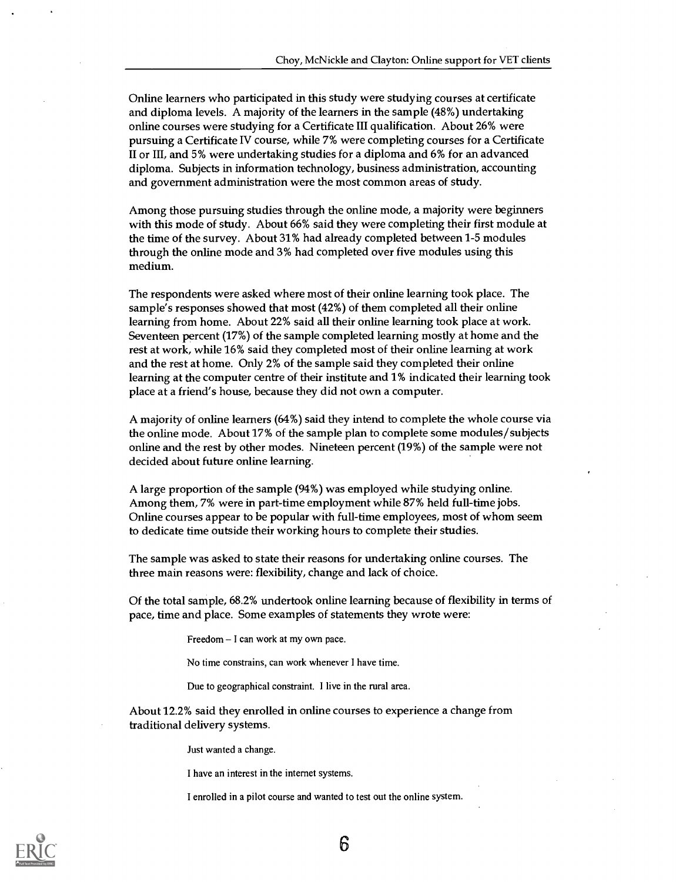Online learners who participated in this study were studying courses at certificate and diploma levels. A majority of the learners in the sample (48%) undertaking online courses were studying for a Certificate III qualification. About 26% were pursuing a Certificate IV course, while 7% were completing courses for a Certificate II or III, and 5% were undertaking studies for a diploma and 6% for an advanced diploma. Subjects in information technology, business administration, accounting and government administration were the most common areas of study.

Among those pursuing studies through the online mode, a majority were beginners with this mode of study. About 66% said they were completing their first module at the time of the survey. About 31% had already completed between 1-5 modules through the online mode and 3% had completed over five modules using this medium.

The respondents were asked where most of their online learning took place. The sample's responses showed that most (42%) of them completed all their online learning from home. About 22% said all their online learning took place at work. Seventeen percent (17%) of the sample completed learning mostly at home and the rest at work, while 16% said they completed most of their online learning at work and the rest at home. Only 2% of the sample said they completed their online learning at the computer centre of their institute and 1% indicated their learning took place at a friend's house, because they did not own a computer.

A majority of online learners (64%) said they intend to complete the whole course via the online mode. About 17% of the sample plan to complete some modules/subjects online and the rest by other modes. Nineteen percent (19%) of the sample were not decided about future online learning.

A large proportion of the sample (94%) was employed while studying online. Among them, 7% were in part-time employment while 87% held full-time jobs. Online courses appear to be popular with full-time employees, most of whom seem to dedicate time outside their working hours to complete their studies.

The sample was asked to state their reasons for undertaking online courses. The three main reasons were: flexibility, change and lack of choice.

Of the total sample, 68.2% undertook online learning because of flexibility in terms of pace, time and place. Some examples of statements they wrote were:

> Freedom – I can work at my own pace.
>
> No time constrains, can work whenever I have time.
>
> Due to geographical constraint. I live in the rural area.

About 12.2% said they enrolled in online courses to experience a change from traditional delivery systems.

> Just wanted a change.
>
> I have an interest in the internet systems.
>
> I enrolled in a pilot course and wanted to test out the online system.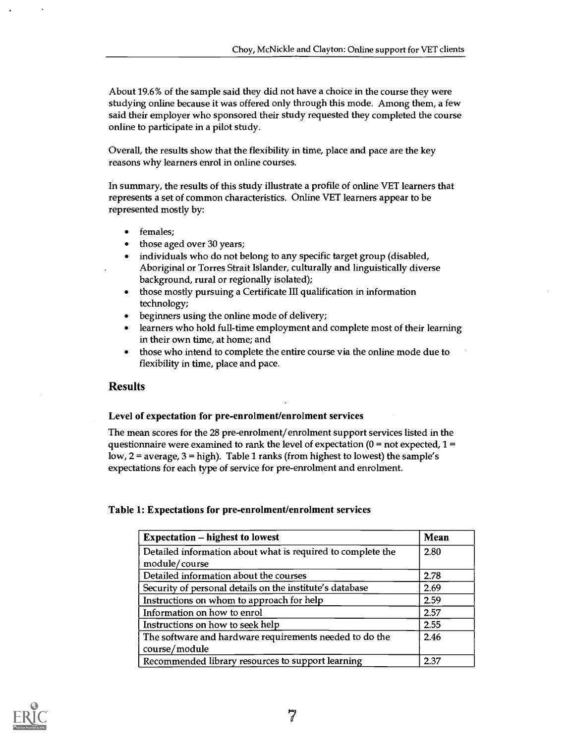About 19.6% of the sample said they did not have a choice in the course they were studying online because it was offered only through this mode. Among them, a few said their employer who sponsored their study requested they completed the course online to participate in a pilot study.

Overall, the results show that the flexibility in time, place and pace are the key reasons why learners enrol in online courses.

In summary, the results of this study illustrate a profile of online VET learners that represents a set of common characteristics. Online VET learners appear to be represented mostly by:

- females;
- those aged over 30 years;
- individuals who do not belong to any specific target group (disabled, Aboriginal or Torres Strait Islander, culturally and linguistically diverse background, rural or regionally isolated);
- those mostly pursuing a Certificate III qualification in information technology;
- beginners using the online mode of delivery;
- learners who hold full-time employment and complete most of their learning in their own time, at home; and
- those who intend to complete the entire course via the online mode due to flexibility in time, place and pace.

## Results

### Level of expectation for pre-enrolment/enrolment services

The mean scores for the 28 pre-enrolment/enrolment support services listed in the questionnaire were examined to rank the level of expectation (0 = not expected, 1 = low, 2 = average, 3 = high). Table 1 ranks (from highest to lowest) the sample's expectations for each type of service for pre-enrolment and enrolment.

**Table 1: Expectations for pre-enrolment/enrolment services**

| Expectation – highest to lowest | Mean |
|---|---|
| Detailed information about what is required to complete the module/course | 2.80 |
| Detailed information about the courses | 2.78 |
| Security of personal details on the institute's database | 2.69 |
| Instructions on whom to approach for help | 2.59 |
| Information on how to enrol | 2.57 |
| Instructions on how to seek help | 2.55 |
| The software and hardware requirements needed to do the course/module | 2.46 |
| Recommended library resources to support learning | 2.37 |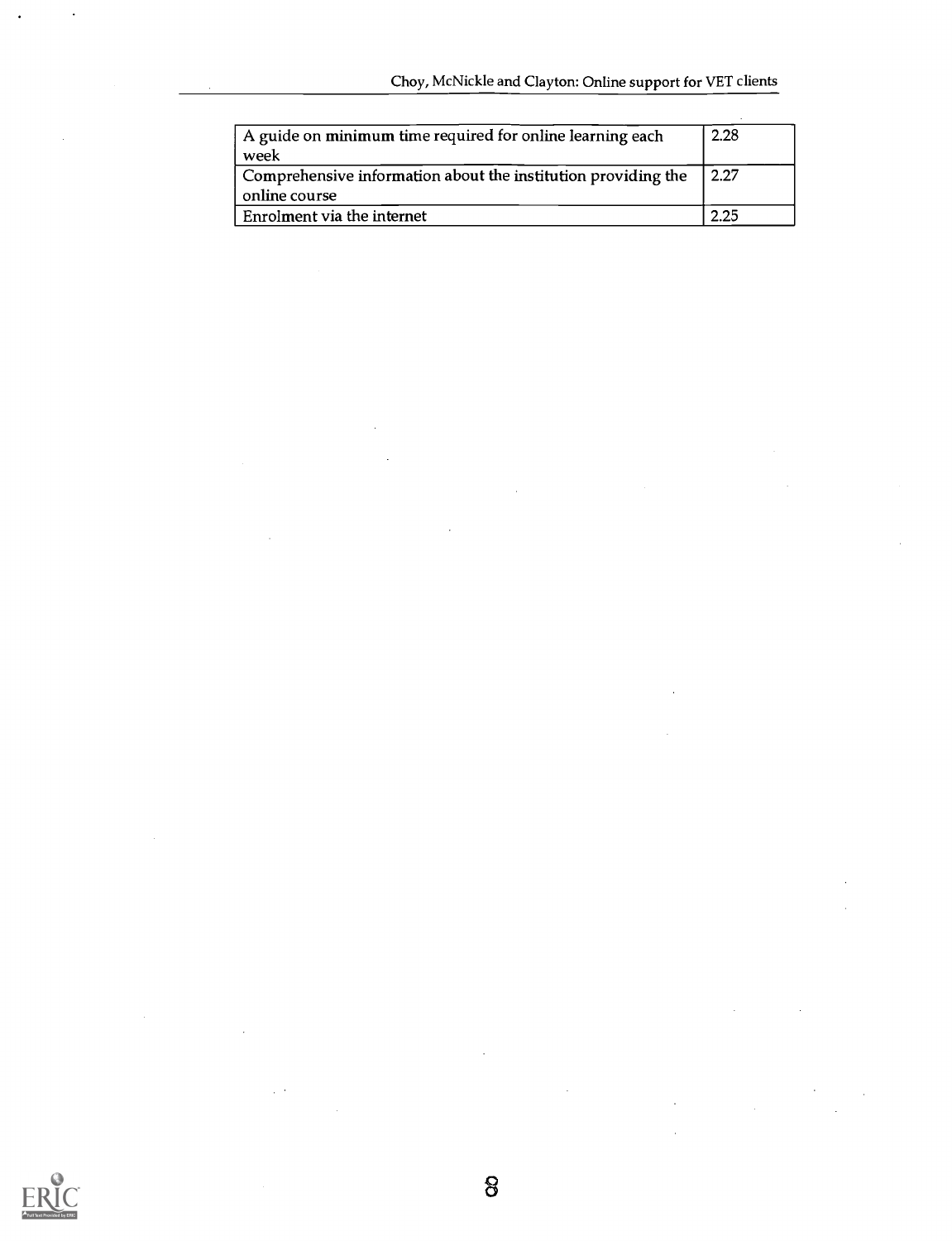| | |
|---|---|
| A guide on minimum time required for online learning each week | 2.28 |
| Comprehensive information about the institution providing the online course | 2.27 |
| Enrolment via the internet | 2.25 |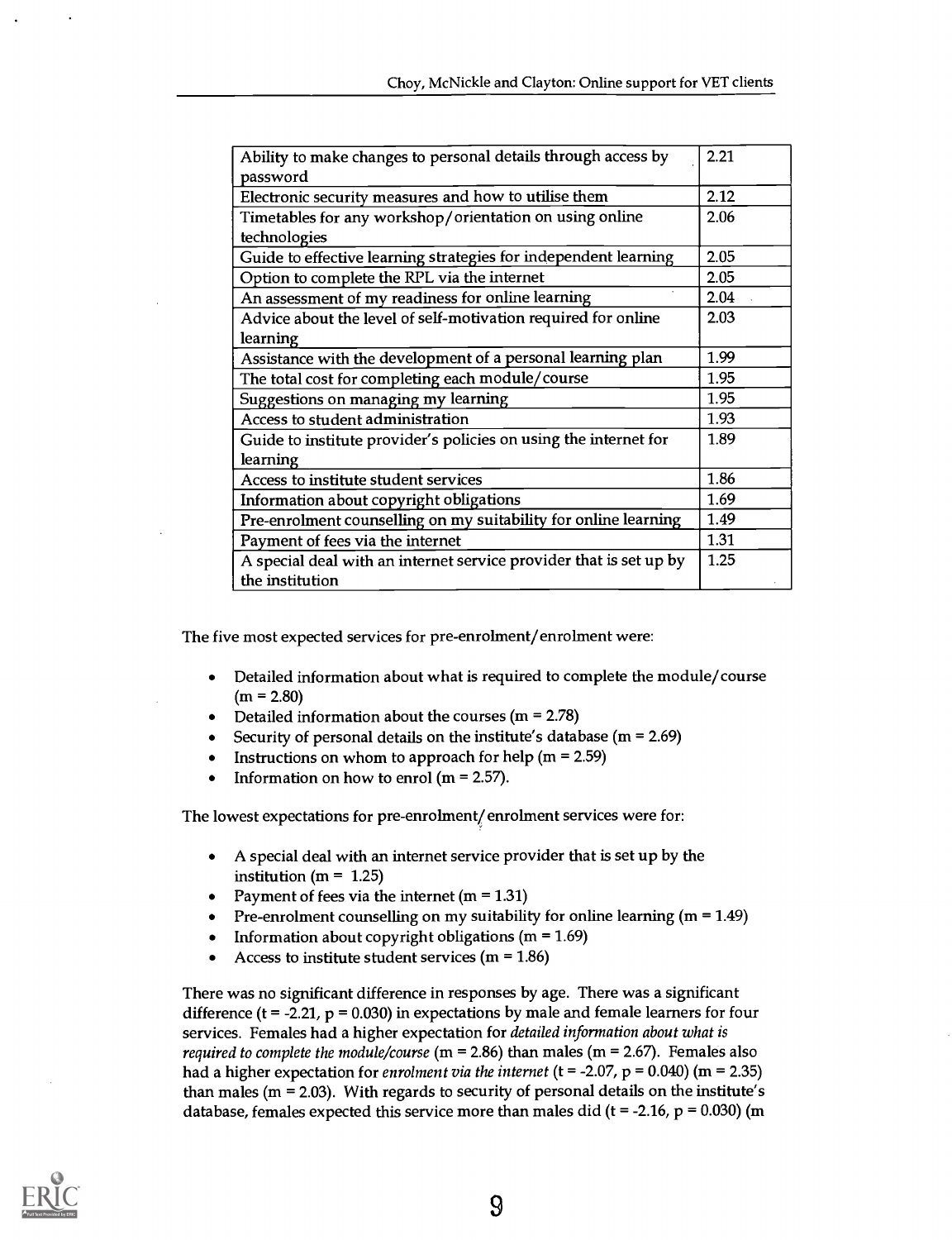| | |
|---|---|
| Ability to make changes to personal details through access by password | 2.21 |
| Electronic security measures and how to utilise them | 2.12 |
| Timetables for any workshop/orientation on using online technologies | 2.06 |
| Guide to effective learning strategies for independent learning | 2.05 |
| Option to complete the RPL via the internet | 2.05 |
| An assessment of my readiness for online learning | 2.04 |
| Advice about the level of self-motivation required for online learning | 2.03 |
| Assistance with the development of a personal learning plan | 1.99 |
| The total cost for completing each module/course | 1.95 |
| Suggestions on managing my learning | 1.95 |
| Access to student administration | 1.93 |
| Guide to institute provider's policies on using the internet for learning | 1.89 |
| Access to institute student services | 1.86 |
| Information about copyright obligations | 1.69 |
| Pre-enrolment counselling on my suitability for online learning | 1.49 |
| Payment of fees via the internet | 1.31 |
| A special deal with an internet service provider that is set up by the institution | 1.25 |

The five most expected services for pre-enrolment/enrolment were:

- Detailed information about what is required to complete the module/course (m = 2.80)
- Detailed information about the courses (m = 2.78)
- Security of personal details on the institute's database (m = 2.69)
- Instructions on whom to approach for help (m = 2.59)
- Information on how to enrol (m = 2.57).

The lowest expectations for pre-enrolment/enrolment services were for:

- A special deal with an internet service provider that is set up by the institution (m = 1.25)
- Payment of fees via the internet (m = 1.31)
- Pre-enrolment counselling on my suitability for online learning (m = 1.49)
- Information about copyright obligations (m = 1.69)
- Access to institute student services (m = 1.86)

There was no significant difference in responses by age. There was a significant difference ($t = -2.21$, $p = 0.030$) in expectations by male and female learners for four services. Females had a higher expectation for *detailed information about what is required to complete the module/course* (m = 2.86) than males (m = 2.67). Females also had a higher expectation for *enrolment via the internet* ($t = -2.07$, $p = 0.040$) (m = 2.35) than males (m = 2.03). With regards to security of personal details on the institute's database, females expected this service more than males did ($t = -2.16$, $p = 0.030$) (m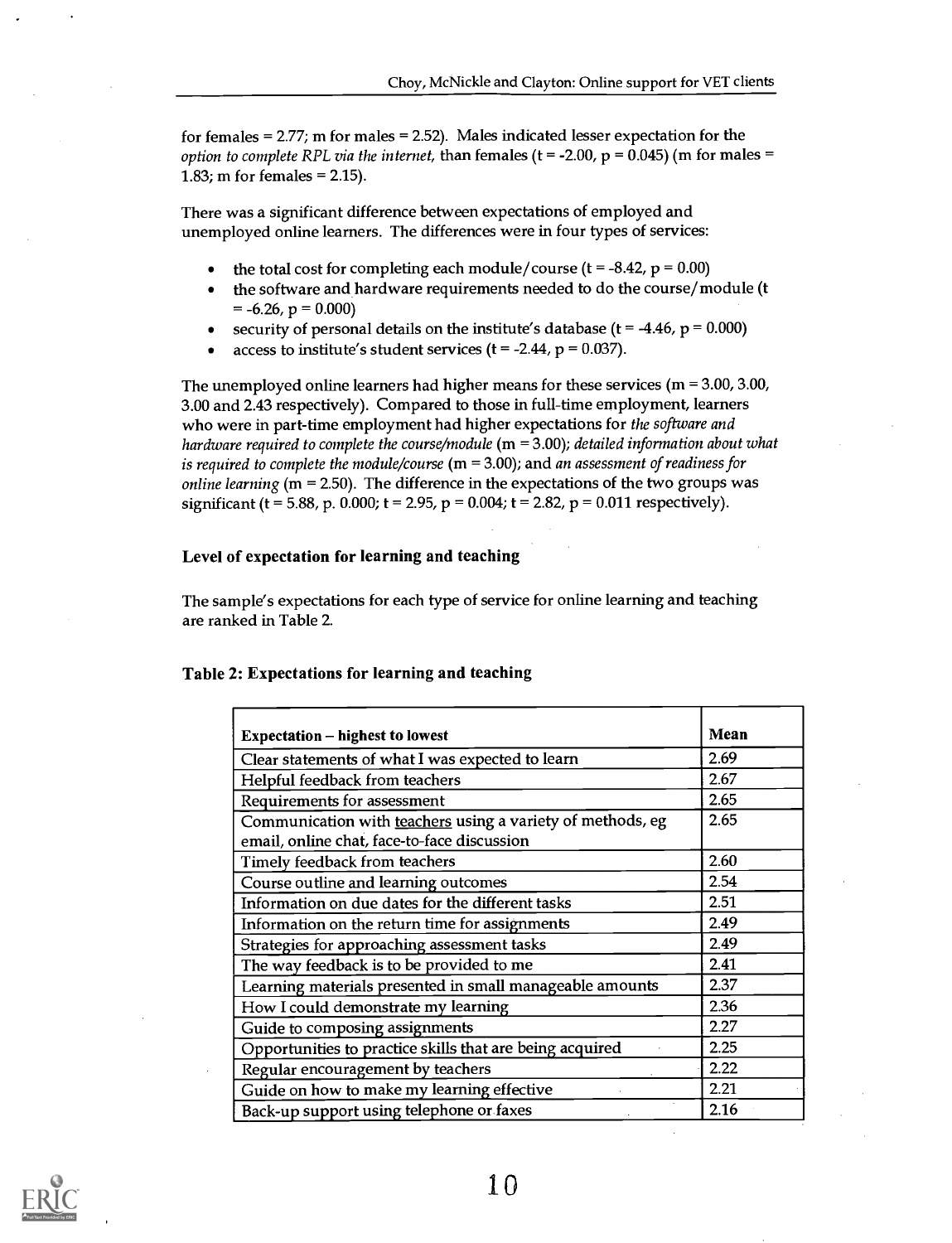for females = 2.77; m for males = 2.52). Males indicated lesser expectation for the *option to complete RPL via the internet*, than females ($t = -2.00$, $p = 0.045$) (m for males = 1.83; m for females = 2.15).

There was a significant difference between expectations of employed and unemployed online learners. The differences were in four types of services:

- the total cost for completing each module/course ($t = -8.42$, $p = 0.00$)
- the software and hardware requirements needed to do the course/module ($t = -6.26$, $p = 0.000$)
- security of personal details on the institute's database ($t = -4.46$, $p = 0.000$)
- access to institute's student services ($t = -2.44$, $p = 0.037$).

The unemployed online learners had higher means for these services (m = 3.00, 3.00, 3.00 and 2.43 respectively). Compared to those in full-time employment, learners who were in part-time employment had higher expectations for *the software and hardware required to complete the course/module* (m = 3.00); *detailed information about what is required to complete the module/course* (m = 3.00); and *an assessment of readiness for online learning* (m = 2.50). The difference in the expectations of the two groups was significant ($t = 5.88$, p. 0.000; $t = 2.95$, $p = 0.004$; $t = 2.82$, $p = 0.011$ respectively).

### Level of expectation for learning and teaching

The sample's expectations for each type of service for online learning and teaching are ranked in Table 2.

**Table 2: Expectations for learning and teaching**

| Expectation – highest to lowest | Mean |
|---|---|
| Clear statements of what I was expected to learn | 2.69 |
| Helpful feedback from teachers | 2.67 |
| Requirements for assessment | 2.65 |
| Communication with teachers using a variety of methods, eg email, online chat, face-to-face discussion | 2.65 |
| Timely feedback from teachers | 2.60 |
| Course outline and learning outcomes | 2.54 |
| Information on due dates for the different tasks | 2.51 |
| Information on the return time for assignments | 2.49 |
| Strategies for approaching assessment tasks | 2.49 |
| The way feedback is to be provided to me | 2.41 |
| Learning materials presented in small manageable amounts | 2.37 |
| How I could demonstrate my learning | 2.36 |
| Guide to composing assignments | 2.27 |
| Opportunities to practice skills that are being acquired | 2.25 |
| Regular encouragement by teachers | 2.22 |
| Guide on how to make my learning effective | 2.21 |
| Back-up support using telephone or faxes | 2.16 |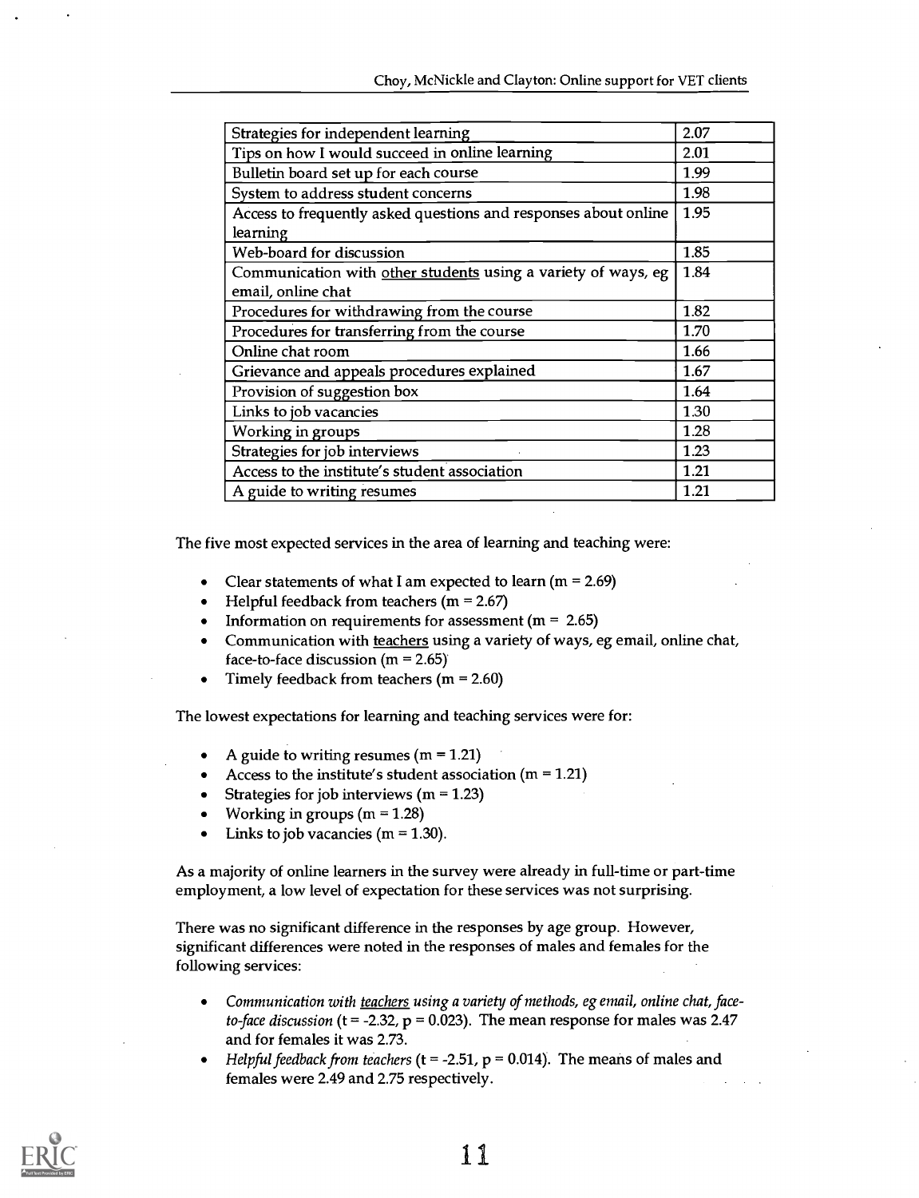| Strategies for independent learning | 2.07 |
|---|---|
| Tips on how I would succeed in online learning | 2.01 |
| Bulletin board set up for each course | 1.99 |
| System to address student concerns | 1.98 |
| Access to frequently asked questions and responses about online learning | 1.95 |
| Web-board for discussion | 1.85 |
| Communication with other students using a variety of ways, eg email, online chat | 1.84 |
| Procedures for withdrawing from the course | 1.82 |
| Procedures for transferring from the course | 1.70 |
| Online chat room | 1.66 |
| Grievance and appeals procedures explained | 1.67 |
| Provision of suggestion box | 1.64 |
| Links to job vacancies | 1.30 |
| Working in groups | 1.28 |
| Strategies for job interviews | 1.23 |
| Access to the institute's student association | 1.21 |
| A guide to writing resumes | 1.21 |

The five most expected services in the area of learning and teaching were:

- Clear statements of what I am expected to learn (m = 2.69)
- Helpful feedback from teachers (m = 2.67)
- Information on requirements for assessment (m = 2.65)
- Communication with teachers using a variety of ways, eg email, online chat, face-to-face discussion (m = 2.65)
- Timely feedback from teachers (m = 2.60)

The lowest expectations for learning and teaching services were for:

- A guide to writing resumes (m = 1.21)
- Access to the institute's student association (m = 1.21)
- Strategies for job interviews (m = 1.23)
- Working in groups (m = 1.28)
- Links to job vacancies (m = 1.30).

As a majority of online learners in the survey were already in full-time or part-time employment, a low level of expectation for these services was not surprising.

There was no significant difference in the responses by age group. However, significant differences were noted in the responses of males and females for the following services:

- *Communication with teachers using a variety of methods, eg email, online chat, face-to-face discussion* ($t = -2.32$, $p = 0.023$). The mean response for males was 2.47 and for females it was 2.73.
- *Helpful feedback from teachers* ($t = -2.51$, $p = 0.014$). The means of males and females were 2.49 and 2.75 respectively.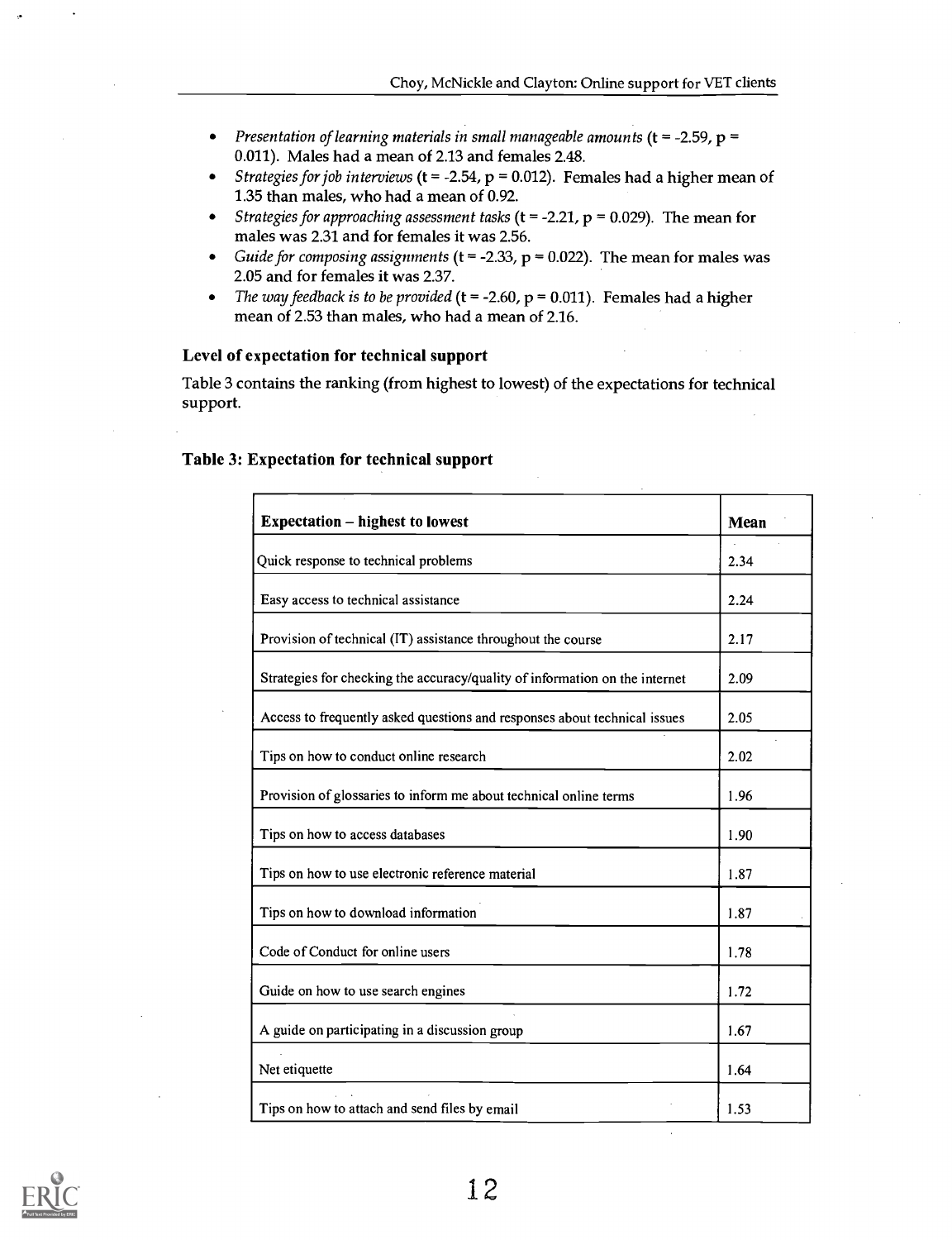- *Presentation of learning materials in small manageable amounts* ($t = -2.59$, $p = 0.011$). Males had a mean of 2.13 and females 2.48.
- *Strategies for job interviews* ($t = -2.54$, $p = 0.012$). Females had a higher mean of 1.35 than males, who had a mean of 0.92.
- *Strategies for approaching assessment tasks* ($t = -2.21$, $p = 0.029$). The mean for males was 2.31 and for females it was 2.56.
- *Guide for composing assignments* ($t = -2.33$, $p = 0.022$). The mean for males was 2.05 and for females it was 2.37.
- *The way feedback is to be provided* ($t = -2.60$, $p = 0.011$). Females had a higher mean of 2.53 than males, who had a mean of 2.16.

### Level of expectation for technical support

Table 3 contains the ranking (from highest to lowest) of the expectations for technical support.

**Table 3: Expectation for technical support**

| Expectation – highest to lowest | Mean |
|---|---|
| Quick response to technical problems | 2.34 |
| Easy access to technical assistance | 2.24 |
| Provision of technical (IT) assistance throughout the course | 2.17 |
| Strategies for checking the accuracy/quality of information on the internet | 2.09 |
| Access to frequently asked questions and responses about technical issues | 2.05 |
| Tips on how to conduct online research | 2.02 |
| Provision of glossaries to inform me about technical online terms | 1.96 |
| Tips on how to access databases | 1.90 |
| Tips on how to use electronic reference material | 1.87 |
| Tips on how to download information | 1.87 |
| Code of Conduct for online users | 1.78 |
| Guide on how to use search engines | 1.72 |
| A guide on participating in a discussion group | 1.67 |
| Net etiquette | 1.64 |
| Tips on how to attach and send files by email | 1.53 |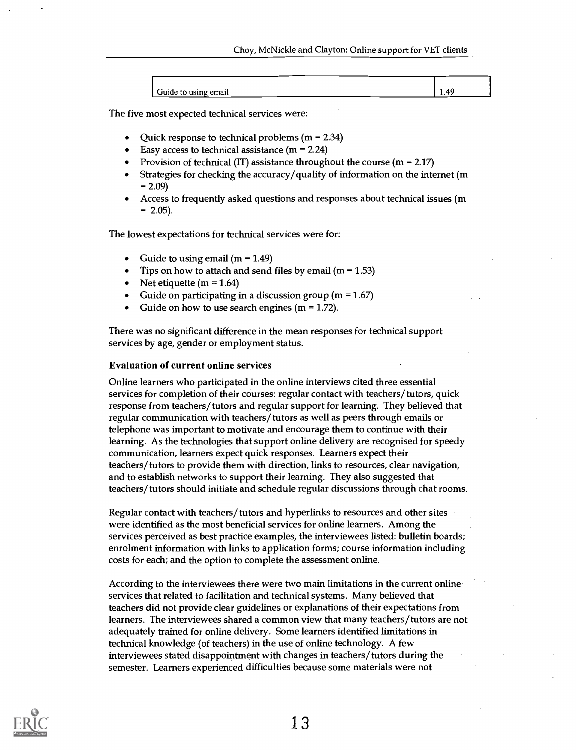| Guide to using email | 1.49 |
|---|---|

The five most expected technical services were:

- Quick response to technical problems (m = 2.34)
- Easy access to technical assistance (m = 2.24)
- Provision of technical (IT) assistance throughout the course (m = 2.17)
- Strategies for checking the accuracy/quality of information on the internet (m = 2.09)
- Access to frequently asked questions and responses about technical issues (m = 2.05).

The lowest expectations for technical services were for:

- Guide to using email (m = 1.49)
- Tips on how to attach and send files by email (m = 1.53)
- Net etiquette (m = 1.64)
- Guide on participating in a discussion group (m = 1.67)
- Guide on how to use search engines (m = 1.72).

There was no significant difference in the mean responses for technical support services by age, gender or employment status.

### Evaluation of current online services

Online learners who participated in the online interviews cited three essential services for completion of their courses: regular contact with teachers/tutors, quick response from teachers/tutors and regular support for learning. They believed that regular communication with teachers/tutors as well as peers through emails or telephone was important to motivate and encourage them to continue with their learning. As the technologies that support online delivery are recognised for speedy communication, learners expect quick responses. Learners expect their teachers/tutors to provide them with direction, links to resources, clear navigation, and to establish networks to support their learning. They also suggested that teachers/tutors should initiate and schedule regular discussions through chat rooms.

Regular contact with teachers/tutors and hyperlinks to resources and other sites were identified as the most beneficial services for online learners. Among the services perceived as best practice examples, the interviewees listed: bulletin boards; enrolment information with links to application forms; course information including costs for each; and the option to complete the assessment online.

According to the interviewees there were two main limitations in the current online services that related to facilitation and technical systems. Many believed that teachers did not provide clear guidelines or explanations of their expectations from learners. The interviewees shared a common view that many teachers/tutors are not adequately trained for online delivery. Some learners identified limitations in technical knowledge (of teachers) in the use of online technology. A few interviewees stated disappointment with changes in teachers/tutors during the semester. Learners experienced difficulties because some materials were not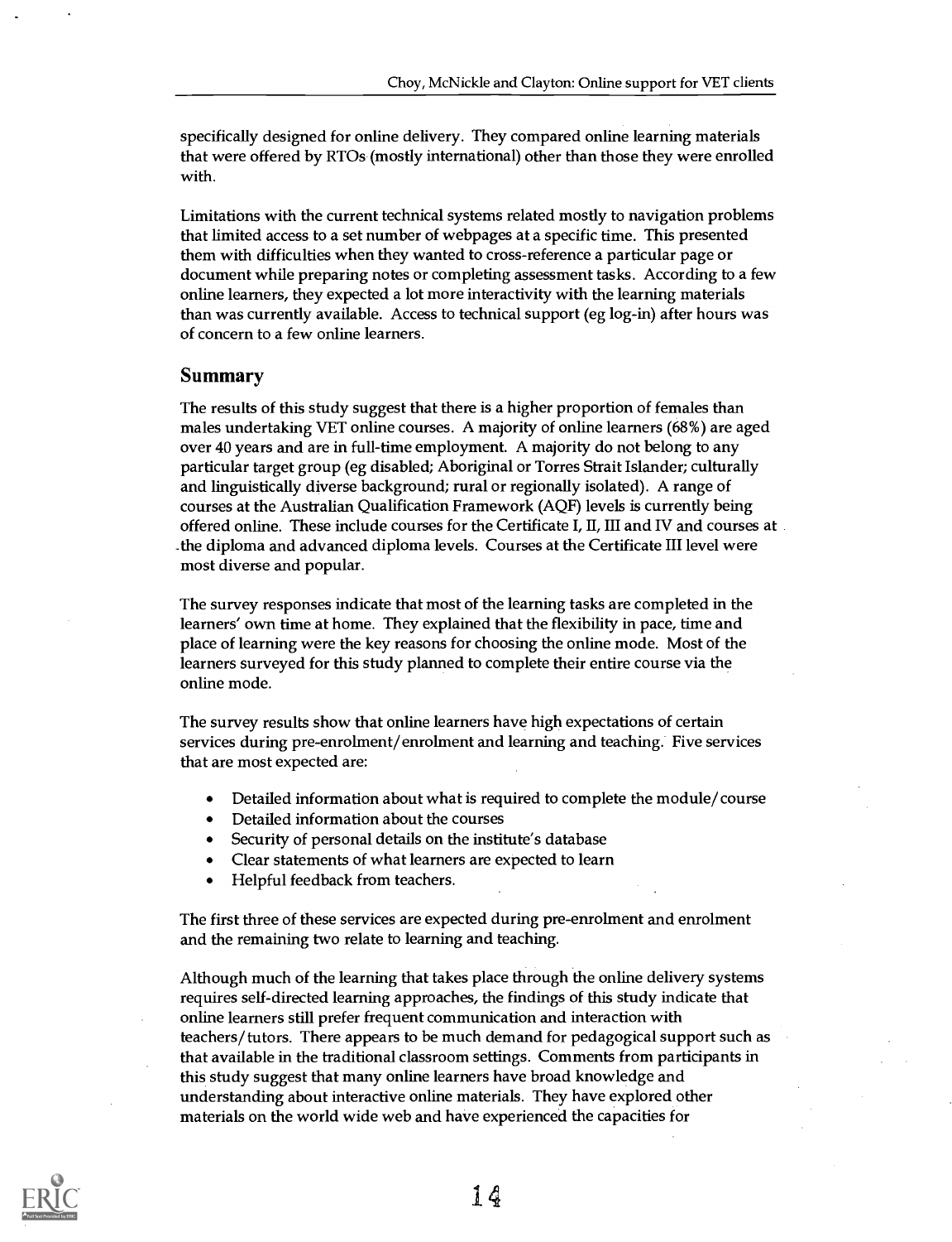specifically designed for online delivery. They compared online learning materials that were offered by RTOs (mostly international) other than those they were enrolled with.

Limitations with the current technical systems related mostly to navigation problems that limited access to a set number of webpages at a specific time. This presented them with difficulties when they wanted to cross-reference a particular page or document while preparing notes or completing assessment tasks. According to a few online learners, they expected a lot more interactivity with the learning materials than was currently available. Access to technical support (eg log-in) after hours was of concern to a few online learners.

## Summary

The results of this study suggest that there is a higher proportion of females than males undertaking VET online courses. A majority of online learners (68%) are aged over 40 years and are in full-time employment. A majority do not belong to any particular target group (eg disabled; Aboriginal or Torres Strait Islander; culturally and linguistically diverse background; rural or regionally isolated). A range of courses at the Australian Qualification Framework (AQF) levels is currently being offered online. These include courses for the Certificate I, II, III and IV and courses at the diploma and advanced diploma levels. Courses at the Certificate III level were most diverse and popular.

The survey responses indicate that most of the learning tasks are completed in the learners' own time at home. They explained that the flexibility in pace, time and place of learning were the key reasons for choosing the online mode. Most of the learners surveyed for this study planned to complete their entire course via the online mode.

The survey results show that online learners have high expectations of certain services during pre-enrolment/enrolment and learning and teaching. Five services that are most expected are:

- Detailed information about what is required to complete the module/course
- Detailed information about the courses
- Security of personal details on the institute's database
- Clear statements of what learners are expected to learn
- Helpful feedback from teachers.

The first three of these services are expected during pre-enrolment and enrolment and the remaining two relate to learning and teaching.

Although much of the learning that takes place through the online delivery systems requires self-directed learning approaches, the findings of this study indicate that online learners still prefer frequent communication and interaction with teachers/tutors. There appears to be much demand for pedagogical support such as that available in the traditional classroom settings. Comments from participants in this study suggest that many online learners have broad knowledge and understanding about interactive online materials. They have explored other materials on the world wide web and have experienced the capacities for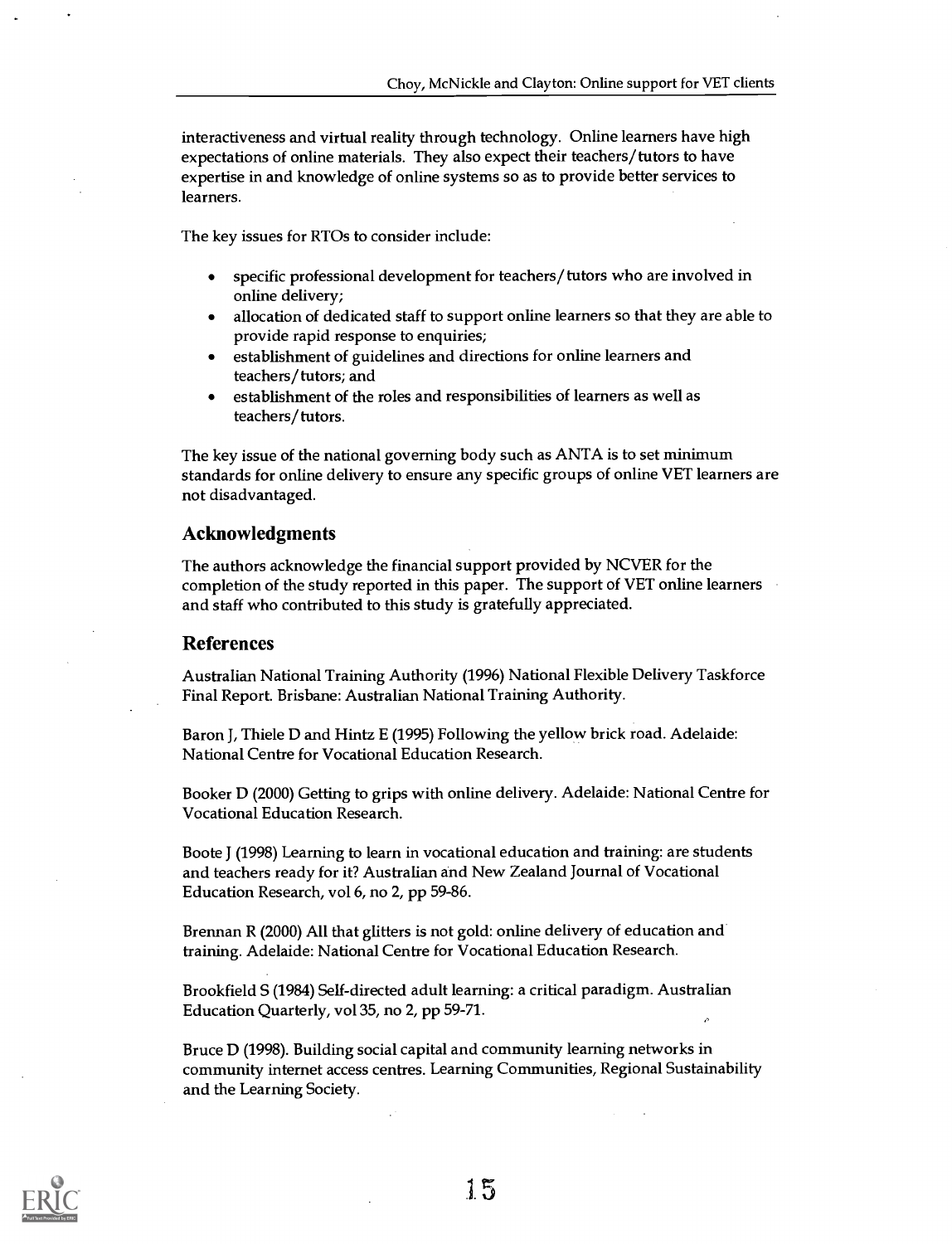interactiveness and virtual reality through technology. Online learners have high expectations of online materials. They also expect their teachers/tutors to have expertise in and knowledge of online systems so as to provide better services to learners.

The key issues for RTOs to consider include:

- specific professional development for teachers/tutors who are involved in online delivery;
- allocation of dedicated staff to support online learners so that they are able to provide rapid response to enquiries;
- establishment of guidelines and directions for online learners and teachers/tutors; and
- establishment of the roles and responsibilities of learners as well as teachers/tutors.

The key issue of the national governing body such as ANTA is to set minimum standards for online delivery to ensure any specific groups of online VET learners are not disadvantaged.

## Acknowledgments

The authors acknowledge the financial support provided by NCVER for the completion of the study reported in this paper. The support of VET online learners and staff who contributed to this study is gratefully appreciated.

## References

Australian National Training Authority (1996) National Flexible Delivery Taskforce Final Report. Brisbane: Australian National Training Authority.

Baron J, Thiele D and Hintz E (1995) Following the yellow brick road. Adelaide: National Centre for Vocational Education Research.

Booker D (2000) Getting to grips with online delivery. Adelaide: National Centre for Vocational Education Research.

Boote J (1998) Learning to learn in vocational education and training: are students and teachers ready for it? Australian and New Zealand Journal of Vocational Education Research, vol 6, no 2, pp 59-86.

Brennan R (2000) All that glitters is not gold: online delivery of education and training. Adelaide: National Centre for Vocational Education Research.

Brookfield S (1984) Self-directed adult learning: a critical paradigm. Australian Education Quarterly, vol 35, no 2, pp 59-71.

Bruce D (1998). Building social capital and community learning networks in community internet access centres. Learning Communities, Regional Sustainability and the Learning Society.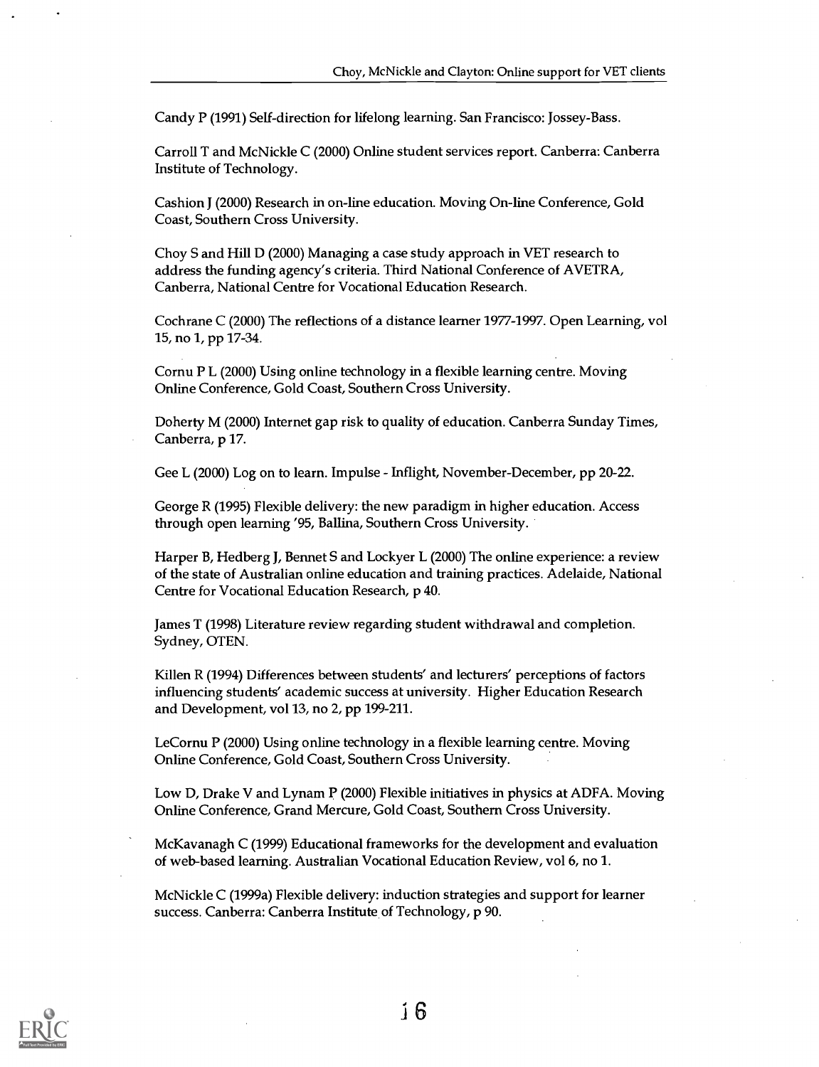Candy P (1991) Self-direction for lifelong learning. San Francisco: Jossey-Bass.

Carroll T and McNickle C (2000) Online student services report. Canberra: Canberra Institute of Technology.

Cashion J (2000) Research in on-line education. Moving On-line Conference, Gold Coast, Southern Cross University.

Choy S and Hill D (2000) Managing a case study approach in VET research to address the funding agency's criteria. Third National Conference of AVETRA, Canberra, National Centre for Vocational Education Research.

Cochrane C (2000) The reflections of a distance learner 1977-1997. Open Learning, vol 15, no 1, pp 17-34.

Cornu P L (2000) Using online technology in a flexible learning centre. Moving Online Conference, Gold Coast, Southern Cross University.

Doherty M (2000) Internet gap risk to quality of education. Canberra Sunday Times, Canberra, p 17.

Gee L (2000) Log on to learn. Impulse - Inflight, November-December, pp 20-22.

George R (1995) Flexible delivery: the new paradigm in higher education. Access through open learning '95, Ballina, Southern Cross University.

Harper B, Hedberg J, Bennet S and Lockyer L (2000) The online experience: a review of the state of Australian online education and training practices. Adelaide, National Centre for Vocational Education Research, p 40.

James T (1998) Literature review regarding student withdrawal and completion. Sydney, OTEN.

Killen R (1994) Differences between students' and lecturers' perceptions of factors influencing students' academic success at university. Higher Education Research and Development, vol 13, no 2, pp 199-211.

LeCornu P (2000) Using online technology in a flexible learning centre. Moving Online Conference, Gold Coast, Southern Cross University.

Low D, Drake V and Lynam P (2000) Flexible initiatives in physics at ADFA. Moving Online Conference, Grand Mercure, Gold Coast, Southern Cross University.

McKavanagh C (1999) Educational frameworks for the development and evaluation of web-based learning. Australian Vocational Education Review, vol 6, no 1.

McNickle C (1999a) Flexible delivery: induction strategies and support for learner success. Canberra: Canberra Institute of Technology, p 90.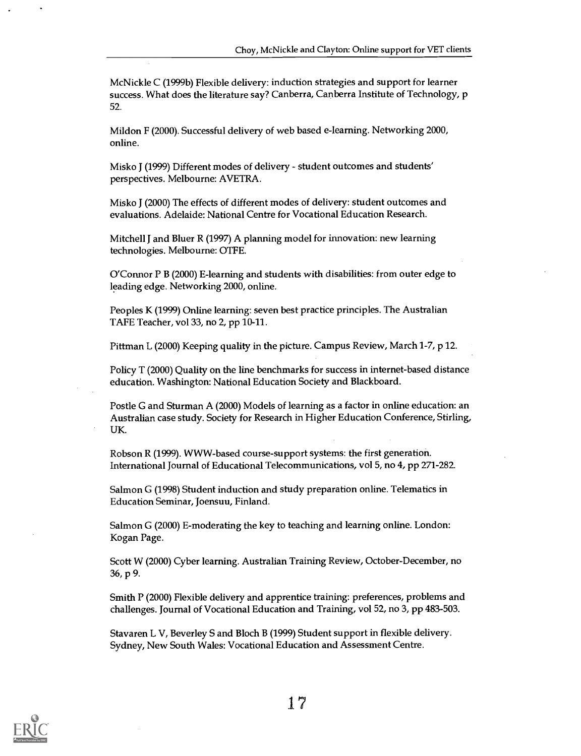McNickle C (1999b) Flexible delivery: induction strategies and support for learner success. What does the literature say? Canberra, Canberra Institute of Technology, p 52.

Mildon F (2000). Successful delivery of web based e-learning. Networking 2000, online.

Misko J (1999) Different modes of delivery - student outcomes and students' perspectives. Melbourne: AVETRA.

Misko J (2000) The effects of different modes of delivery: student outcomes and evaluations. Adelaide: National Centre for Vocational Education Research.

Mitchell J and Bluer R (1997) A planning model for innovation: new learning technologies. Melbourne: OTFE.

O'Connor P B (2000) E-learning and students with disabilities: from outer edge to leading edge. Networking 2000, online.

Peoples K (1999) Online learning: seven best practice principles. The Australian TAFE Teacher, vol 33, no 2, pp 10-11.

Pittman L (2000) Keeping quality in the picture. Campus Review, March 1-7, p 12.

Policy T (2000) Quality on the line benchmarks for success in internet-based distance education. Washington: National Education Society and Blackboard.

Postle G and Sturman A (2000) Models of learning as a factor in online education: an Australian case study. Society for Research in Higher Education Conference, Stirling, UK.

Robson R (1999). WWW-based course-support systems: the first generation. International Journal of Educational Telecommunications, vol 5, no 4, pp 271-282.

Salmon G (1998) Student induction and study preparation online. Telematics in Education Seminar, Joensuu, Finland.

Salmon G (2000) E-moderating the key to teaching and learning online. London: Kogan Page.

Scott W (2000) Cyber learning. Australian Training Review, October-December, no 36, p 9.

Smith P (2000) Flexible delivery and apprentice training: preferences, problems and challenges. Journal of Vocational Education and Training, vol 52, no 3, pp 483-503.

Stavaren L V, Beverley S and Bloch B (1999) Student support in flexible delivery. Sydney, New South Wales: Vocational Education and Assessment Centre.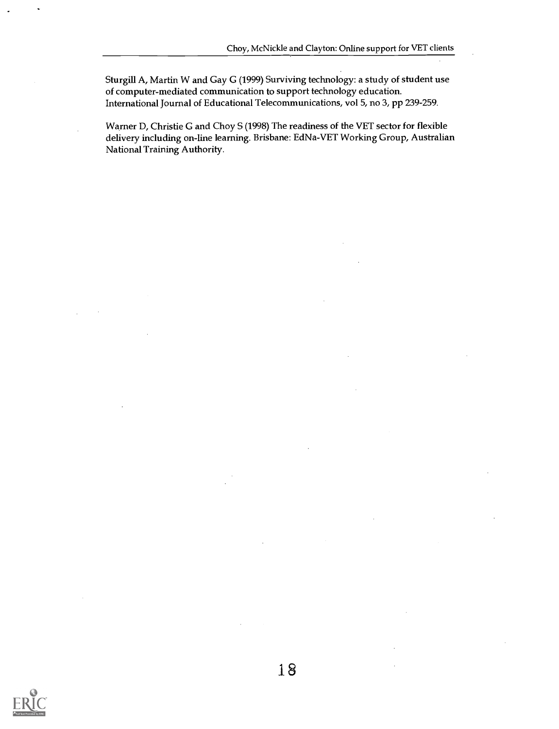Sturgill A, Martin W and Gay G (1999) Surviving technology: a study of student use of computer-mediated communication to support technology education. International Journal of Educational Telecommunications, vol 5, no 3, pp 239-259.

Warner D, Christie G and Choy S (1998) The readiness of the VET sector for flexible delivery including on-line learning. Brisbane: EdNa-VET Working Group, Australian National Training Authority.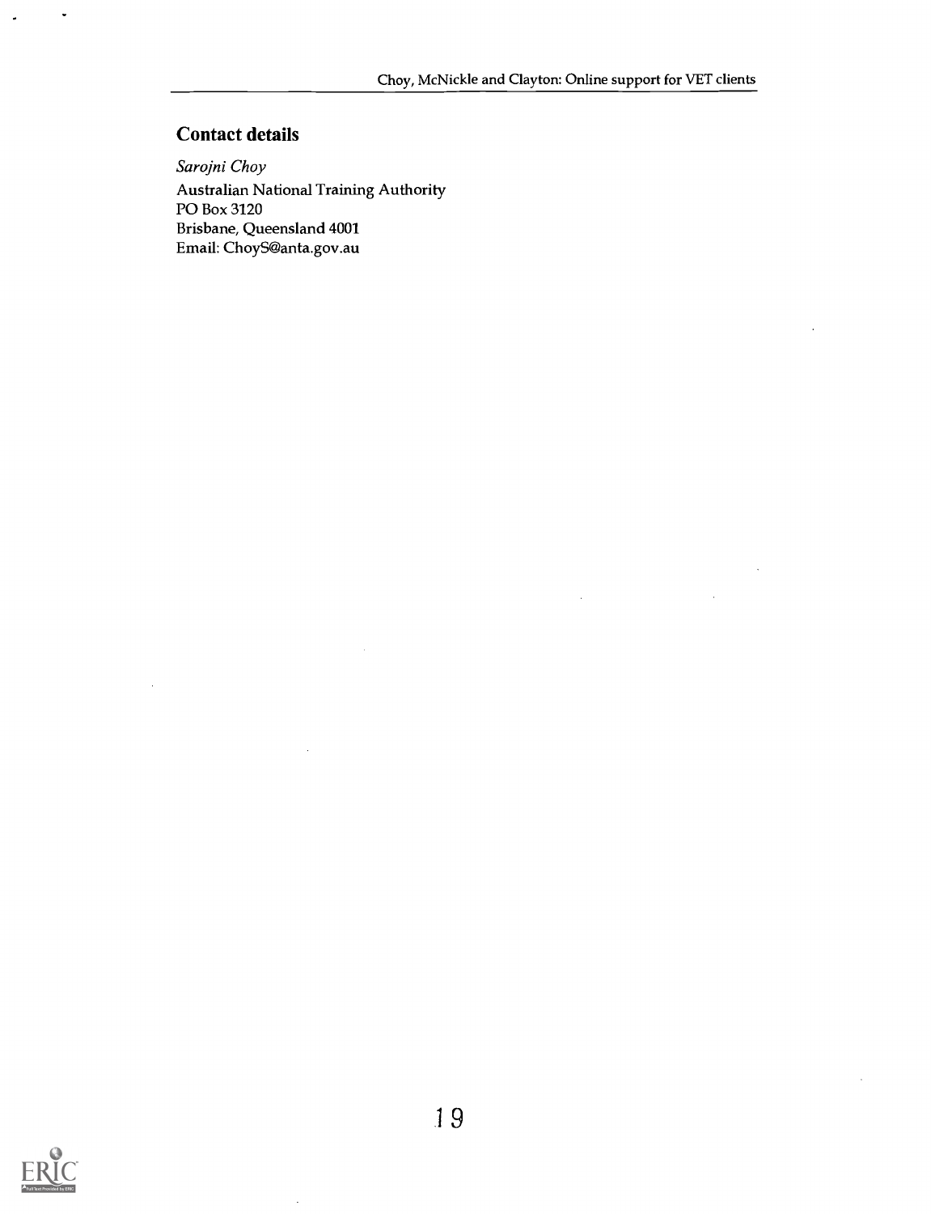## Contact details

*Sarojni Choy*
Australian National Training Authority
PO Box 3120
Brisbane, Queensland 4001
Email: ChoyS@anta.gov.au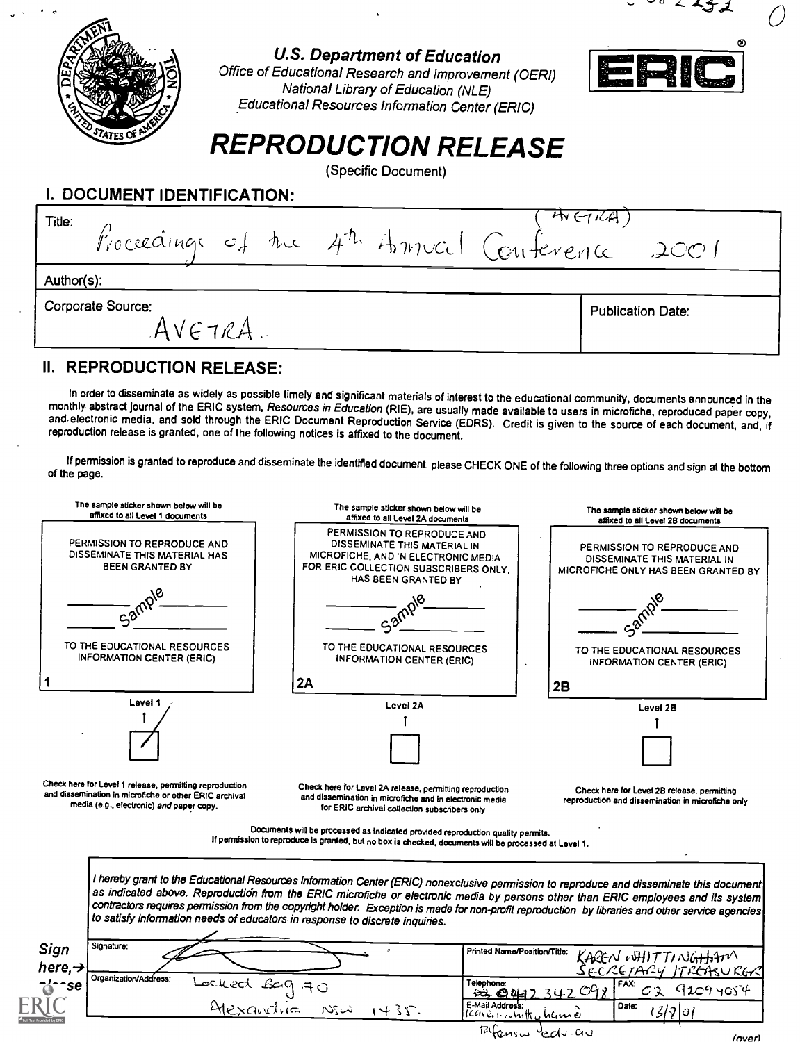U.S. Department of Education
*Office of Educational Research and Improvement (OERI)*
*National Library of Education (NLE)*
*Educational Resources Information Center (ERIC)*

# REPRODUCTION RELEASE

(Specific Document)

## I. DOCUMENT IDENTIFICATION:

| | |
|---|---|
| Title: Proceedings of the 4th Annual Conference (AVETRA) 2001 | |
| Author(s): | |
| Corporate Source: AVETRA | Publication Date: |

## II. REPRODUCTION RELEASE:

In order to disseminate as widely as possible timely and significant materials of interest to the educational community, documents announced in the monthly abstract journal of the ERIC system, *Resources in Education* (RIE), are usually made available to users in microfiche, reproduced paper copy, and electronic media, and sold through the ERIC Document Reproduction Service (EDRS). Credit is given to the source of each document, and, if reproduction release is granted, one of the following notices is affixed to the document.

If permission is granted to reproduce and disseminate the identified document, please CHECK ONE of the following three options and sign at the bottom of the page.

| The sample sticker shown below will be affixed to all Level 1 documents | The sample sticker shown below will be affixed to all Level 2A documents | The sample sticker shown below will be affixed to all Level 2B documents |
|---|---|---|
| PERMISSION TO REPRODUCE AND DISSEMINATE THIS MATERIAL HAS BEEN GRANTED BY<br>Sample<br>TO THE EDUCATIONAL RESOURCES INFORMATION CENTER (ERIC) | PERMISSION TO REPRODUCE AND DISSEMINATE THIS MATERIAL IN MICROFICHE, AND IN ELECTRONIC MEDIA FOR ERIC COLLECTION SUBSCRIBERS ONLY, HAS BEEN GRANTED BY<br>Sample<br>TO THE EDUCATIONAL RESOURCES INFORMATION CENTER (ERIC) | PERMISSION TO REPRODUCE AND DISSEMINATE THIS MATERIAL IN MICROFICHE ONLY HAS BEEN GRANTED BY<br>Sample<br>TO THE EDUCATIONAL RESOURCES INFORMATION CENTER (ERIC) |
| 1 | 2A | 2B |
| Level 1 [✓] | Level 2A [ ] | Level 2B [ ] |
| Check here for Level 1 release, permitting reproduction and dissemination in microfiche or other ERIC archival media (e.g., electronic) *and* paper copy. | Check here for Level 2A release, permitting reproduction and dissemination in microfiche and in electronic media for ERIC archival collection subscribers only | Check here for Level 2B release, permitting reproduction and dissemination in microfiche only |

Documents will be processed as indicated provided reproduction quality permits.
If permission to reproduce is granted, but no box is checked, documents will be processed at Level 1.

*I hereby grant to the Educational Resources Information Center (ERIC) nonexclusive permission to reproduce and disseminate this document as indicated above. Reproduction from the ERIC microfiche or electronic media by persons other than ERIC employees and its system contractors requires permission from the copyright holder. Exception is made for non-profit reproduction by libraries and other service agencies to satisfy information needs of educators in response to discrete inquiries.*

**Sign here, → please**

| | |
|---|---|
| Signature: | Printed Name/Position/Title: KAREN WHITTINGHAM SECRETARY TREASURER |
| Organization/Address: Locked Bag 70 Alexandria NSW 1435. | Telephone: 02 9942 342 098 — FAX: 02 92094054 |
| | E-Mail Address: karen.whittingham@tafensw.edu.au — Date: 13/7/01 |

(over)